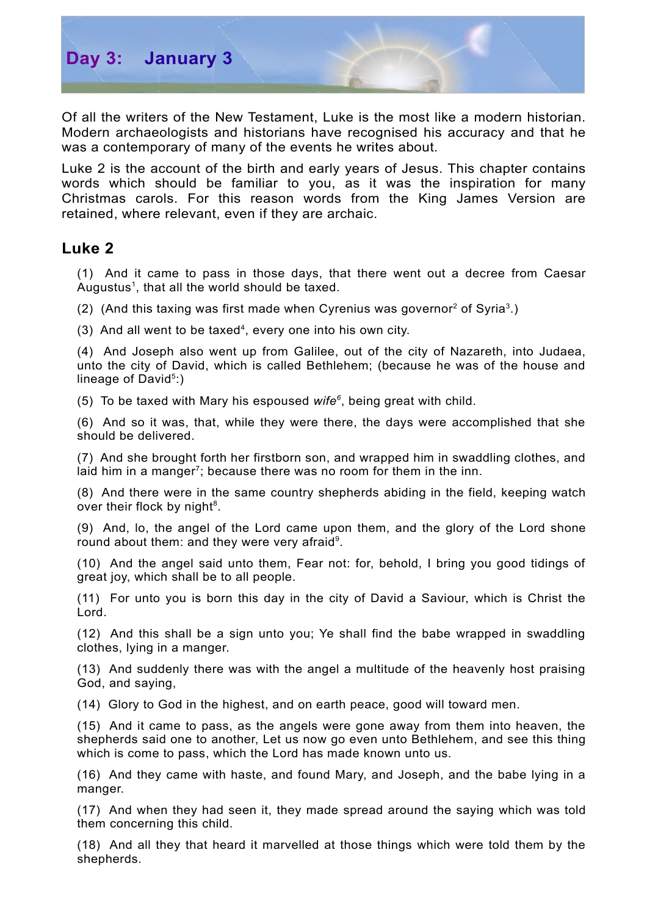# Day 3: January 3

Of all the writers of the New Testament, Luke is the most like a modern historian. Modern archaeologists and historians have recognised his accuracy and that he was a contemporary of many of the events he writes about.

Luke 2 is the account of the birth and early years of Jesus. This chapter contains words which should be familiar to you, as it was the inspiration for many Christmas carols. For this reason words from the King James Version are retained, where relevant, even if they are archaic.

## Luke 2

(1) And it came to pass in those days, that there went out a decree from Caesar Augustus[1], that all the world should be taxed.

(2) (And this taxing was first made when Cyrenius was governor[2] of Syria[3].)

(3) And all went to be taxed[4], every one into his own city.

(4) And Joseph also went up from Galilee, out of the city of Nazareth, into Judaea, unto the city of David, which is called Bethlehem; (because he was of the house and lineage of David[5]:)

(5) To be taxed with Mary his espoused *wife*[6], being great with child.

(6) And so it was, that, while they were there, the days were accomplished that she should be delivered.

(7) And she brought forth her firstborn son, and wrapped him in swaddling clothes, and laid him in a manger[7]; because there was no room for them in the inn.

(8) And there were in the same country shepherds abiding in the field, keeping watch over their flock by night[8].

(9) And, lo, the angel of the Lord came upon them, and the glory of the Lord shone round about them: and they were very afraid[9].

(10) And the angel said unto them, Fear not: for, behold, I bring you good tidings of great joy, which shall be to all people.

(11) For unto you is born this day in the city of David a Saviour, which is Christ the Lord.

(12) And this shall be a sign unto you; Ye shall find the babe wrapped in swaddling clothes, lying in a manger.

(13) And suddenly there was with the angel a multitude of the heavenly host praising God, and saying,

(14) Glory to God in the highest, and on earth peace, good will toward men.

(15) And it came to pass, as the angels were gone away from them into heaven, the shepherds said one to another, Let us now go even unto Bethlehem, and see this thing which is come to pass, which the Lord has made known unto us.

(16) And they came with haste, and found Mary, and Joseph, and the babe lying in a manger.

(17) And when they had seen it, they made spread around the saying which was told them concerning this child.

(18) And all they that heard it marvelled at those things which were told them by the shepherds.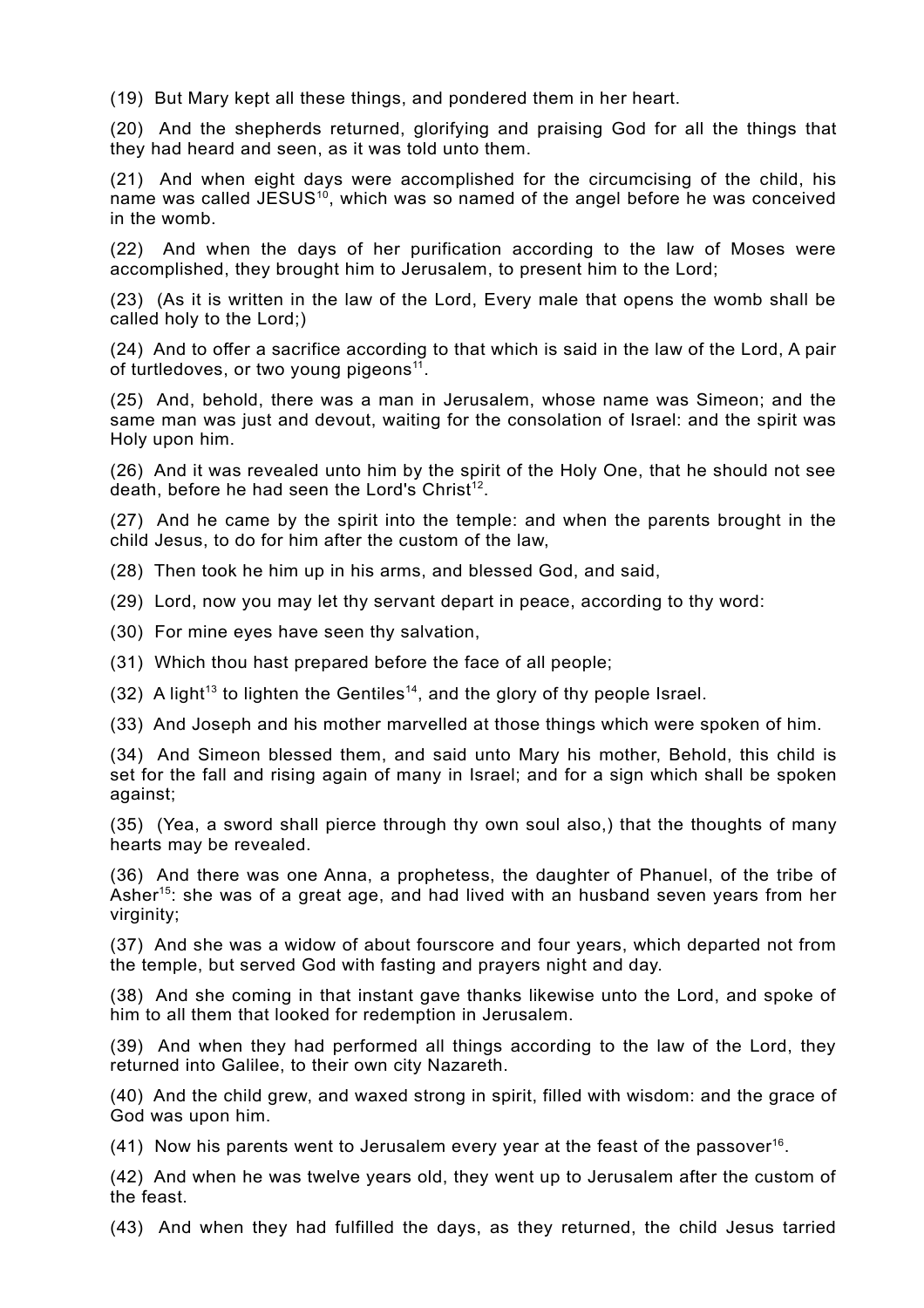(19) But Mary kept all these things, and pondered them in her heart.

(20) And the shepherds returned, glorifying and praising God for all the things that they had heard and seen, as it was told unto them.

(21) And when eight days were accomplished for the circumcising of the child, his name was called JESUS[10], which was so named of the angel before he was conceived in the womb.

(22) And when the days of her purification according to the law of Moses were accomplished, they brought him to Jerusalem, to present him to the Lord;

(23) (As it is written in the law of the Lord, Every male that opens the womb shall be called holy to the Lord;)

(24) And to offer a sacrifice according to that which is said in the law of the Lord, A pair of turtledoves, or two young pigeons[11].

(25) And, behold, there was a man in Jerusalem, whose name was Simeon; and the same man was just and devout, waiting for the consolation of Israel: and the spirit was Holy upon him.

(26) And it was revealed unto him by the spirit of the Holy One, that he should not see death, before he had seen the Lord's Christ[12].

(27) And he came by the spirit into the temple: and when the parents brought in the child Jesus, to do for him after the custom of the law,

(28) Then took he him up in his arms, and blessed God, and said,

(29) Lord, now you may let thy servant depart in peace, according to thy word:

(30) For mine eyes have seen thy salvation,

(31) Which thou hast prepared before the face of all people;

(32) A light[13] to lighten the Gentiles[14], and the glory of thy people Israel.

(33) And Joseph and his mother marvelled at those things which were spoken of him.

(34) And Simeon blessed them, and said unto Mary his mother, Behold, this child is set for the fall and rising again of many in Israel; and for a sign which shall be spoken against;

(35) (Yea, a sword shall pierce through thy own soul also,) that the thoughts of many hearts may be revealed.

(36) And there was one Anna, a prophetess, the daughter of Phanuel, of the tribe of Asher[15]: she was of a great age, and had lived with an husband seven years from her virginity;

(37) And she was a widow of about fourscore and four years, which departed not from the temple, but served God with fasting and prayers night and day.

(38) And she coming in that instant gave thanks likewise unto the Lord, and spoke of him to all them that looked for redemption in Jerusalem.

(39) And when they had performed all things according to the law of the Lord, they returned into Galilee, to their own city Nazareth.

(40) And the child grew, and waxed strong in spirit, filled with wisdom: and the grace of God was upon him.

(41) Now his parents went to Jerusalem every year at the feast of the passover[16].

(42) And when he was twelve years old, they went up to Jerusalem after the custom of the feast.

(43) And when they had fulfilled the days, as they returned, the child Jesus tarried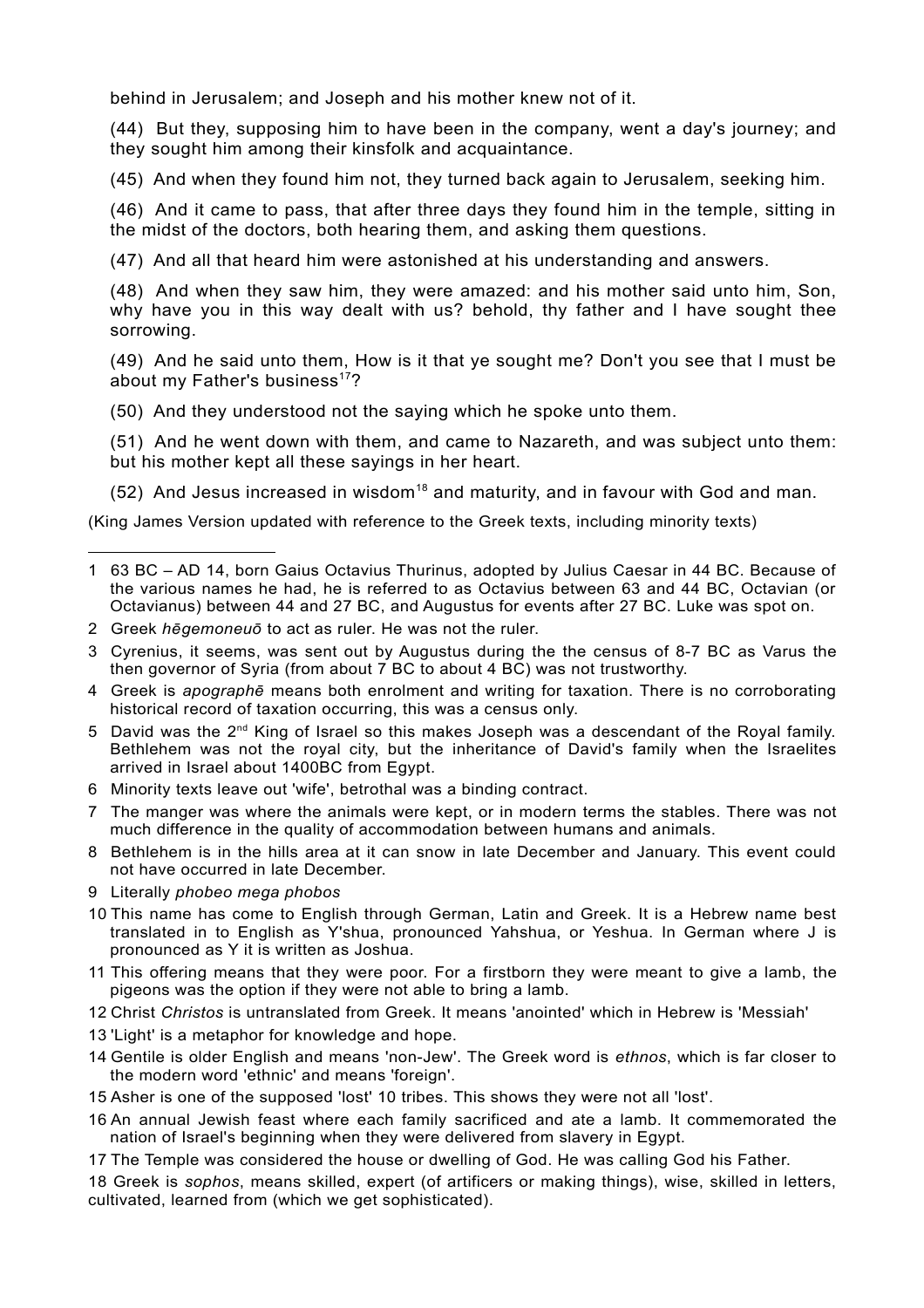behind in Jerusalem; and Joseph and his mother knew not of it.

(44) But they, supposing him to have been in the company, went a day's journey; and they sought him among their kinsfolk and acquaintance.

(45) And when they found him not, they turned back again to Jerusalem, seeking him.

(46) And it came to pass, that after three days they found him in the temple, sitting in the midst of the doctors, both hearing them, and asking them questions.

(47) And all that heard him were astonished at his understanding and answers.

(48) And when they saw him, they were amazed: and his mother said unto him, Son, why have you in this way dealt with us? behold, thy father and I have sought thee sorrowing.

(49) And he said unto them, How is it that ye sought me? Don't you see that I must be about my Father's business[17]?

(50) And they understood not the saying which he spoke unto them.

(51) And he went down with them, and came to Nazareth, and was subject unto them: but his mother kept all these sayings in her heart.

(52) And Jesus increased in wisdom[18] and maturity, and in favour with God and man.

(King James Version updated with reference to the Greek texts, including minority texts)

---

1 63 BC – AD 14, born Gaius Octavius Thurinus, adopted by Julius Caesar in 44 BC. Because of the various names he had, he is referred to as Octavius between 63 and 44 BC, Octavian (or Octavianus) between 44 and 27 BC, and Augustus for events after 27 BC. Luke was spot on.

2 Greek *hēgemoneuō* to act as ruler. He was not the ruler.

3 Cyrenius, it seems, was sent out by Augustus during the the census of 8-7 BC as Varus the then governor of Syria (from about 7 BC to about 4 BC) was not trustworthy.

4 Greek is *apographē* means both enrolment and writing for taxation. There is no corroborating historical record of taxation occurring, this was a census only.

5 David was the 2nd King of Israel so this makes Joseph was a descendant of the Royal family. Bethlehem was not the royal city, but the inheritance of David's family when the Israelites arrived in Israel about 1400BC from Egypt.

6 Minority texts leave out 'wife', betrothal was a binding contract.

7 The manger was where the animals were kept, or in modern terms the stables. There was not much difference in the quality of accommodation between humans and animals.

8 Bethlehem is in the hills area at it can snow in late December and January. This event could not have occurred in late December.

9 Literally *phobeo mega phobos*

10 This name has come to English through German, Latin and Greek. It is a Hebrew name best translated in to English as Y'shua, pronounced Yahshua, or Yeshua. In German where J is pronounced as Y it is written as Joshua.

11 This offering means that they were poor. For a firstborn they were meant to give a lamb, the pigeons was the option if they were not able to bring a lamb.

12 Christ *Christos* is untranslated from Greek. It means 'anointed' which in Hebrew is 'Messiah'

13 'Light' is a metaphor for knowledge and hope.

14 Gentile is older English and means 'non-Jew'. The Greek word is *ethnos*, which is far closer to the modern word 'ethnic' and means 'foreign'.

15 Asher is one of the supposed 'lost' 10 tribes. This shows they were not all 'lost'.

16 An annual Jewish feast where each family sacrificed and ate a lamb. It commemorated the nation of Israel's beginning when they were delivered from slavery in Egypt.

17 The Temple was considered the house or dwelling of God. He was calling God his Father.

18 Greek is *sophos*, means skilled, expert (of artificers or making things), wise, skilled in letters, cultivated, learned from (which we get sophisticated).